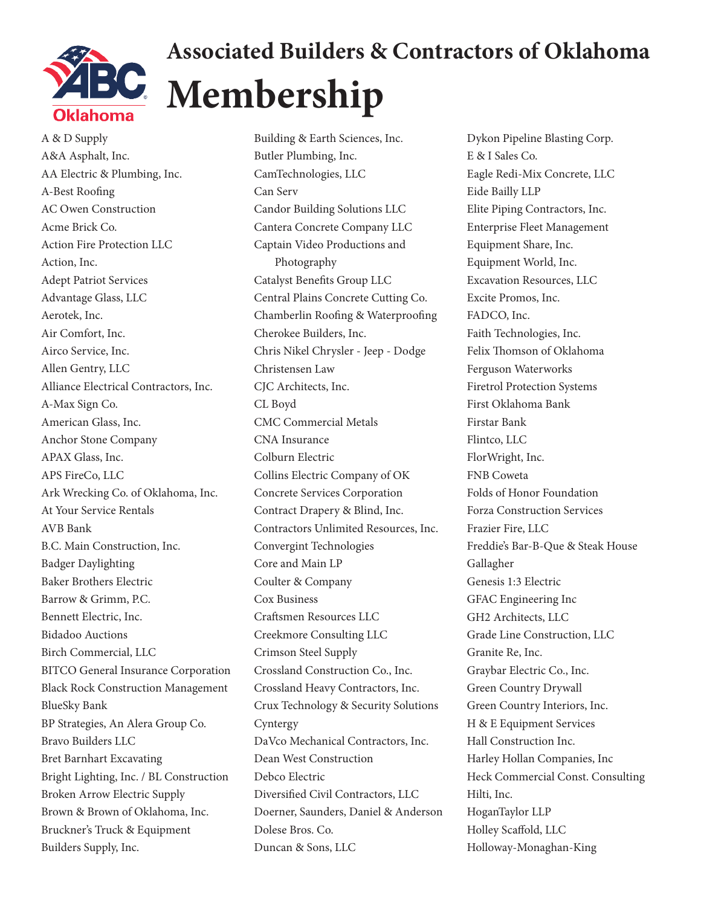# Associated Builders & Contractors of Oklahoma

# Membership

A & D Supply
A&A Asphalt, Inc.
AA Electric & Plumbing, Inc.
A-Best Roofing
AC Owen Construction
Acme Brick Co.
Action Fire Protection LLC
Action, Inc.
Adept Patriot Services
Advantage Glass, LLC
Aerotek, Inc.
Air Comfort, Inc.
Airco Service, Inc.
Allen Gentry, LLC
Alliance Electrical Contractors, Inc.
A-Max Sign Co.
American Glass, Inc.
Anchor Stone Company
APAX Glass, Inc.
APS FireCo, LLC
Ark Wrecking Co. of Oklahoma, Inc.
At Your Service Rentals
AVB Bank
B.C. Main Construction, Inc.
Badger Daylighting
Baker Brothers Electric
Barrow & Grimm, P.C.
Bennett Electric, Inc.
Bidadoo Auctions
Birch Commercial, LLC
BITCO General Insurance Corporation
Black Rock Construction Management
BlueSky Bank
BP Strategies, An Alera Group Co.
Bravo Builders LLC
Bret Barnhart Excavating
Bright Lighting, Inc. / BL Construction
Broken Arrow Electric Supply
Brown & Brown of Oklahoma, Inc.
Bruckner's Truck & Equipment
Builders Supply, Inc.
Building & Earth Sciences, Inc.
Butler Plumbing, Inc.
CamTechnologies, LLC
Can Serv
Candor Building Solutions LLC
Cantera Concrete Company LLC
Captain Video Productions and Photography
Catalyst Benefits Group LLC
Central Plains Concrete Cutting Co.
Chamberlin Roofing & Waterproofing
Cherokee Builders, Inc.
Chris Nikel Chrysler - Jeep - Dodge
Christensen Law
CJC Architects, Inc.
CL Boyd
CMC Commercial Metals
CNA Insurance
Colburn Electric
Collins Electric Company of OK
Concrete Services Corporation
Contract Drapery & Blind, Inc.
Contractors Unlimited Resources, Inc.
Convergint Technologies
Core and Main LP
Coulter & Company
Cox Business
Craftsmen Resources LLC
Creekmore Consulting LLC
Crimson Steel Supply
Crossland Construction Co., Inc.
Crossland Heavy Contractors, Inc.
Crux Technology & Security Solutions
Cyntergy
DaVco Mechanical Contractors, Inc.
Dean West Construction
Debco Electric
Diversified Civil Contractors, LLC
Doerner, Saunders, Daniel & Anderson
Dolese Bros. Co.
Duncan & Sons, LLC
Dykon Pipeline Blasting Corp.
E & I Sales Co.
Eagle Redi-Mix Concrete, LLC
Eide Bailly LLP
Elite Piping Contractors, Inc.
Enterprise Fleet Management
Equipment Share, Inc.
Equipment World, Inc.
Excavation Resources, LLC
Excite Promos, Inc.
FADCO, Inc.
Faith Technologies, Inc.
Felix Thomson of Oklahoma
Ferguson Waterworks
Firetrol Protection Systems
First Oklahoma Bank
Firstar Bank
Flintco, LLC
FlorWright, Inc.
FNB Coweta
Folds of Honor Foundation
Forza Construction Services
Frazier Fire, LLC
Freddie's Bar-B-Que & Steak House
Gallagher
Genesis 1:3 Electric
GFAC Engineering Inc
GH2 Architects, LLC
Grade Line Construction, LLC
Granite Re, Inc.
Graybar Electric Co., Inc.
Green Country Drywall
Green Country Interiors, Inc.
H & E Equipment Services
Hall Construction Inc.
Harley Hollan Companies, Inc
Heck Commercial Const. Consulting
Hilti, Inc.
HoganTaylor LLP
Holley Scaffold, LLC
Holloway-Monaghan-King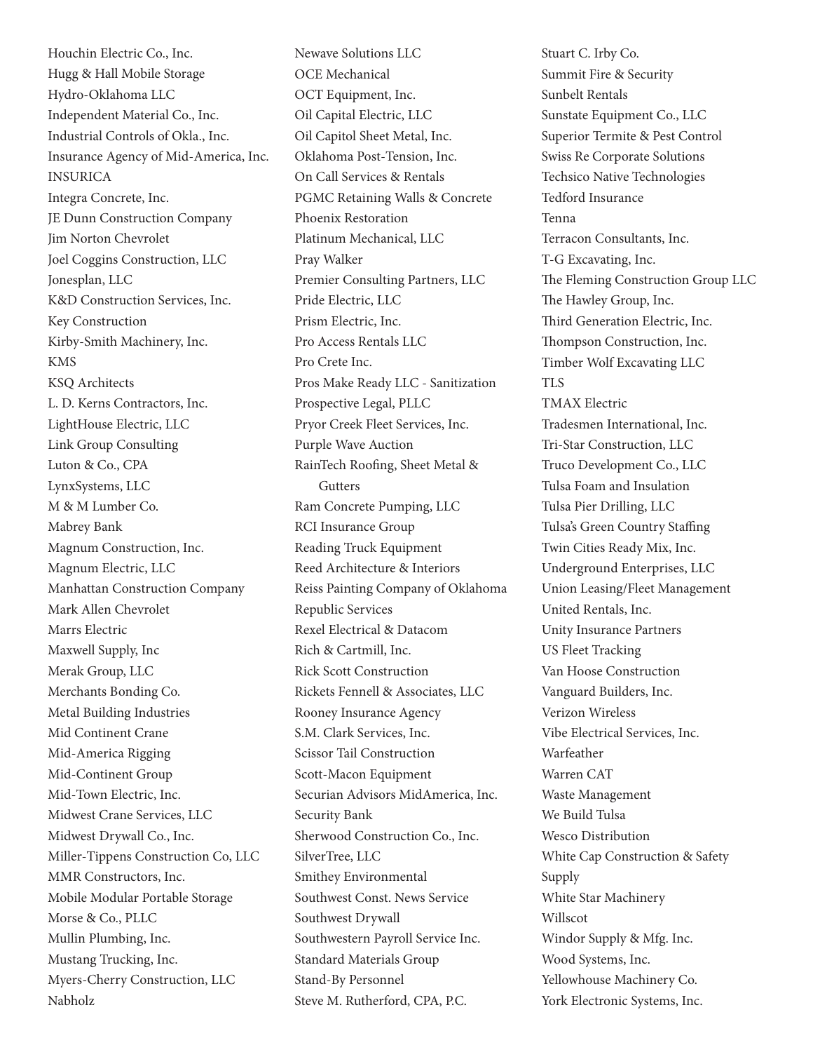Houchin Electric Co., Inc.
Hugg & Hall Mobile Storage
Hydro-Oklahoma LLC
Independent Material Co., Inc.
Industrial Controls of Okla., Inc.
Insurance Agency of Mid-America, Inc.
INSURICA
Integra Concrete, Inc.
JE Dunn Construction Company
Jim Norton Chevrolet
Joel Coggins Construction, LLC
Jonesplan, LLC
K&D Construction Services, Inc.
Key Construction
Kirby-Smith Machinery, Inc.
KMS
KSQ Architects
L. D. Kerns Contractors, Inc.
LightHouse Electric, LLC
Link Group Consulting
Luton & Co., CPA
LynxSystems, LLC
M & M Lumber Co.
Mabrey Bank
Magnum Construction, Inc.
Magnum Electric, LLC
Manhattan Construction Company
Mark Allen Chevrolet
Marrs Electric
Maxwell Supply, Inc
Merak Group, LLC
Merchants Bonding Co.
Metal Building Industries
Mid Continent Crane
Mid-America Rigging
Mid-Continent Group
Mid-Town Electric, Inc.
Midwest Crane Services, LLC
Midwest Drywall Co., Inc.
Miller-Tippens Construction Co, LLC
MMR Constructors, Inc.
Mobile Modular Portable Storage
Morse & Co., PLLC
Mullin Plumbing, Inc.
Mustang Trucking, Inc.
Myers-Cherry Construction, LLC
Nabholz
Newave Solutions LLC
OCE Mechanical
OCT Equipment, Inc.
Oil Capital Electric, LLC
Oil Capitol Sheet Metal, Inc.
Oklahoma Post-Tension, Inc.
On Call Services & Rentals
PGMC Retaining Walls & Concrete
Phoenix Restoration
Platinum Mechanical, LLC
Pray Walker
Premier Consulting Partners, LLC
Pride Electric, LLC
Prism Electric, Inc.
Pro Access Rentals LLC
Pro Crete Inc.
Pros Make Ready LLC - Sanitization
Prospective Legal, PLLC
Pryor Creek Fleet Services, Inc.
Purple Wave Auction
RainTech Roofing, Sheet Metal & Gutters
Ram Concrete Pumping, LLC
RCI Insurance Group
Reading Truck Equipment
Reed Architecture & Interiors
Reiss Painting Company of Oklahoma
Republic Services
Rexel Electrical & Datacom
Rich & Cartmill, Inc.
Rick Scott Construction
Rickets Fennell & Associates, LLC
Rooney Insurance Agency
S.M. Clark Services, Inc.
Scissor Tail Construction
Scott-Macon Equipment
Securian Advisors MidAmerica, Inc.
Security Bank
Sherwood Construction Co., Inc.
SilverTree, LLC
Smithey Environmental
Southwest Const. News Service
Southwest Drywall
Southwestern Payroll Service Inc.
Standard Materials Group
Stand-By Personnel
Steve M. Rutherford, CPA, P.C.
Stuart C. Irby Co.
Summit Fire & Security
Sunbelt Rentals
Sunstate Equipment Co., LLC
Superior Termite & Pest Control
Swiss Re Corporate Solutions
Techsico Native Technologies
Tedford Insurance
Tenna
Terracon Consultants, Inc.
T-G Excavating, Inc.
The Fleming Construction Group LLC
The Hawley Group, Inc.
Third Generation Electric, Inc.
Thompson Construction, Inc.
Timber Wolf Excavating LLC
TLS
TMAX Electric
Tradesmen International, Inc.
Tri-Star Construction, LLC
Truco Development Co., LLC
Tulsa Foam and Insulation
Tulsa Pier Drilling, LLC
Tulsa's Green Country Staffing
Twin Cities Ready Mix, Inc.
Underground Enterprises, LLC
Union Leasing/Fleet Management
United Rentals, Inc.
Unity Insurance Partners
US Fleet Tracking
Van Hoose Construction
Vanguard Builders, Inc.
Verizon Wireless
Vibe Electrical Services, Inc.
Warfeather
Warren CAT
Waste Management
We Build Tulsa
Wesco Distribution
White Cap Construction & Safety Supply
White Star Machinery
Willscot
Windor Supply & Mfg. Inc.
Wood Systems, Inc.
Yellowhouse Machinery Co.
York Electronic Systems, Inc.